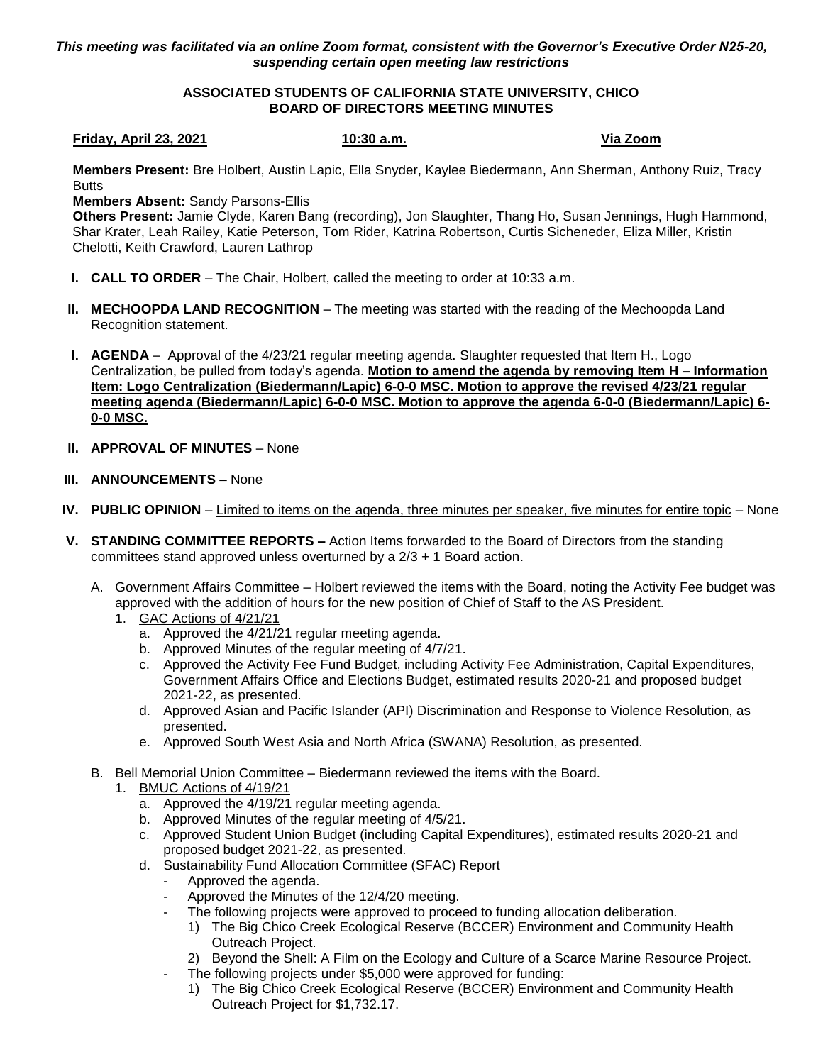*This meeting was facilitated via an online Zoom format, consistent with the Governor's Executive Order N25-20, suspending certain open meeting law restrictions*

**ASSOCIATED STUDENTS OF CALIFORNIA STATE UNIVERSITY, CHICO**
**BOARD OF DIRECTORS MEETING MINUTES**

**Friday, April 23, 2021** **10:30 a.m.** **Via Zoom**

**Members Present:** Bre Holbert, Austin Lapic, Ella Snyder, Kaylee Biedermann, Ann Sherman, Anthony Ruiz, Tracy Butts
**Members Absent:** Sandy Parsons-Ellis
**Others Present:** Jamie Clyde, Karen Bang (recording), Jon Slaughter, Thang Ho, Susan Jennings, Hugh Hammond, Shar Krater, Leah Railey, Katie Peterson, Tom Rider, Katrina Robertson, Curtis Sicheneder, Eliza Miller, Kristin Chelotti, Keith Crawford, Lauren Lathrop

**I. CALL TO ORDER** – The Chair, Holbert, called the meeting to order at 10:33 a.m.

**II. MECHOOPDA LAND RECOGNITION** – The meeting was started with the reading of the Mechoopda Land Recognition statement.

**I. AGENDA** – Approval of the 4/23/21 regular meeting agenda. Slaughter requested that Item H., Logo Centralization, be pulled from today's agenda. **Motion to amend the agenda by removing Item H – Information Item: Logo Centralization (Biedermann/Lapic) 6-0-0 MSC. Motion to approve the revised 4/23/21 regular meeting agenda (Biedermann/Lapic) 6-0-0 MSC. Motion to approve the agenda 6-0-0 (Biedermann/Lapic) 6-0-0 MSC.**

**II. APPROVAL OF MINUTES** – None

**III. ANNOUNCEMENTS –** None

**IV. PUBLIC OPINION** – Limited to items on the agenda, three minutes per speaker, five minutes for entire topic – None

**V. STANDING COMMITTEE REPORTS –** Action Items forwarded to the Board of Directors from the standing committees stand approved unless overturned by a 2/3 + 1 Board action.

A. Government Affairs Committee – Holbert reviewed the items with the Board, noting the Activity Fee budget was approved with the addition of hours for the new position of Chief of Staff to the AS President.
   1. GAC Actions of 4/21/21
      a. Approved the 4/21/21 regular meeting agenda.
      b. Approved Minutes of the regular meeting of 4/7/21.
      c. Approved the Activity Fee Fund Budget, including Activity Fee Administration, Capital Expenditures, Government Affairs Office and Elections Budget, estimated results 2020-21 and proposed budget 2021-22, as presented.
      d. Approved Asian and Pacific Islander (API) Discrimination and Response to Violence Resolution, as presented.
      e. Approved South West Asia and North Africa (SWANA) Resolution, as presented.

B. Bell Memorial Union Committee – Biedermann reviewed the items with the Board.
   1. BMUC Actions of 4/19/21
      a. Approved the 4/19/21 regular meeting agenda.
      b. Approved Minutes of the regular meeting of 4/5/21.
      c. Approved Student Union Budget (including Capital Expenditures), estimated results 2020-21 and proposed budget 2021-22, as presented.
      d. Sustainability Fund Allocation Committee (SFAC) Report
         - Approved the agenda.
         - Approved the Minutes of the 12/4/20 meeting.
         - The following projects were approved to proceed to funding allocation deliberation.
            1) The Big Chico Creek Ecological Reserve (BCCER) Environment and Community Health Outreach Project.
            2) Beyond the Shell: A Film on the Ecology and Culture of a Scarce Marine Resource Project.
         - The following projects under $5,000 were approved for funding:
            1) The Big Chico Creek Ecological Reserve (BCCER) Environment and Community Health Outreach Project for $1,732.17.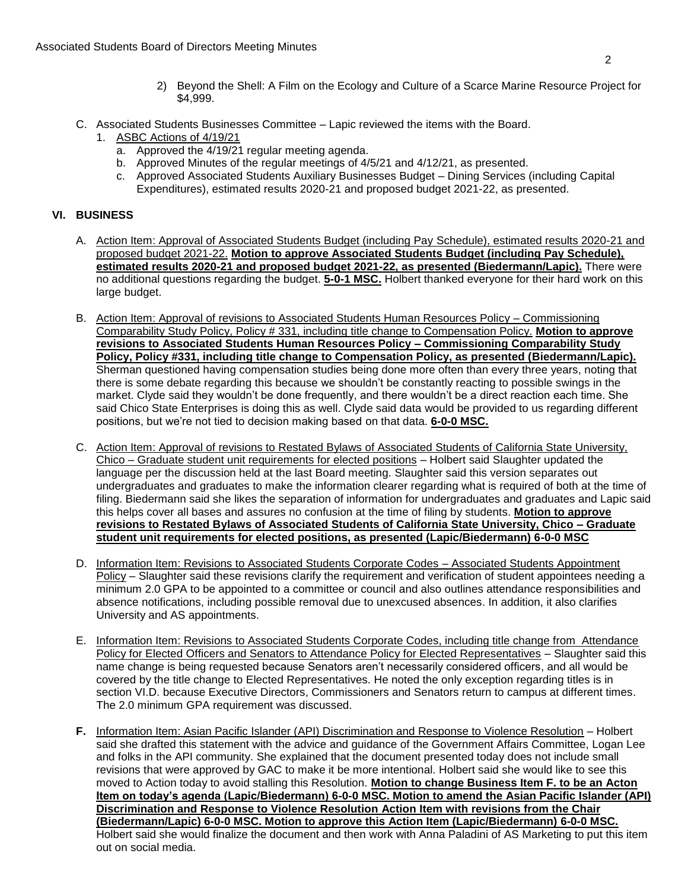2) Beyond the Shell: A Film on the Ecology and Culture of a Scarce Marine Resource Project for $4,999.

C. Associated Students Businesses Committee – Lapic reviewed the items with the Board.
   1. ASBC Actions of 4/19/21
      a. Approved the 4/19/21 regular meeting agenda.
      b. Approved Minutes of the regular meetings of 4/5/21 and 4/12/21, as presented.
      c. Approved Associated Students Auxiliary Businesses Budget – Dining Services (including Capital Expenditures), estimated results 2020-21 and proposed budget 2021-22, as presented.

## VI. BUSINESS

A. Action Item: Approval of Associated Students Budget (including Pay Schedule), estimated results 2020-21 and proposed budget 2021-22. **Motion to approve Associated Students Budget (including Pay Schedule), estimated results 2020-21 and proposed budget 2021-22, as presented (Biedermann/Lapic).** There were no additional questions regarding the budget. **5-0-1 MSC.** Holbert thanked everyone for their hard work on this large budget.

B. Action Item: Approval of revisions to Associated Students Human Resources Policy – Commissioning Comparability Study Policy, Policy # 331, including title change to Compensation Policy. **Motion to approve revisions to Associated Students Human Resources Policy – Commissioning Comparability Study Policy, Policy #331, including title change to Compensation Policy, as presented (Biedermann/Lapic).** Sherman questioned having compensation studies being done more often than every three years, noting that there is some debate regarding this because we shouldn't be constantly reacting to possible swings in the market. Clyde said they wouldn't be done frequently, and there wouldn't be a direct reaction each time. She said Chico State Enterprises is doing this as well. Clyde said data would be provided to us regarding different positions, but we're not tied to decision making based on that data. **6-0-0 MSC.**

C. Action Item: Approval of revisions to Restated Bylaws of Associated Students of California State University, Chico – Graduate student unit requirements for elected positions – Holbert said Slaughter updated the language per the discussion held at the last Board meeting. Slaughter said this version separates out undergraduates and graduates to make the information clearer regarding what is required of both at the time of filing. Biedermann said she likes the separation of information for undergraduates and graduates and Lapic said this helps cover all bases and assures no confusion at the time of filing by students. **Motion to approve revisions to Restated Bylaws of Associated Students of California State University, Chico – Graduate student unit requirements for elected positions, as presented (Lapic/Biedermann) 6-0-0 MSC**

D. Information Item: Revisions to Associated Students Corporate Codes – Associated Students Appointment Policy – Slaughter said these revisions clarify the requirement and verification of student appointees needing a minimum 2.0 GPA to be appointed to a committee or council and also outlines attendance responsibilities and absence notifications, including possible removal due to unexcused absences. In addition, it also clarifies University and AS appointments.

E. Information Item: Revisions to Associated Students Corporate Codes, including title change from Attendance Policy for Elected Officers and Senators to Attendance Policy for Elected Representatives – Slaughter said this name change is being requested because Senators aren't necessarily considered officers, and all would be covered by the title change to Elected Representatives. He noted the only exception regarding titles is in section VI.D. because Executive Directors, Commissioners and Senators return to campus at different times. The 2.0 minimum GPA requirement was discussed.

**F.** Information Item: Asian Pacific Islander (API) Discrimination and Response to Violence Resolution – Holbert said she drafted this statement with the advice and guidance of the Government Affairs Committee, Logan Lee and folks in the API community. She explained that the document presented today does not include small revisions that were approved by GAC to make it be more intentional. Holbert said she would like to see this moved to Action today to avoid stalling this Resolution. **Motion to change Business Item F. to be an Acton Item on today's agenda (Lapic/Biedermann) 6-0-0 MSC. Motion to amend the Asian Pacific Islander (API) Discrimination and Response to Violence Resolution Action Item with revisions from the Chair (Biedermann/Lapic) 6-0-0 MSC. Motion to approve this Action Item (Lapic/Biedermann) 6-0-0 MSC.** Holbert said she would finalize the document and then work with Anna Paladini of AS Marketing to put this item out on social media.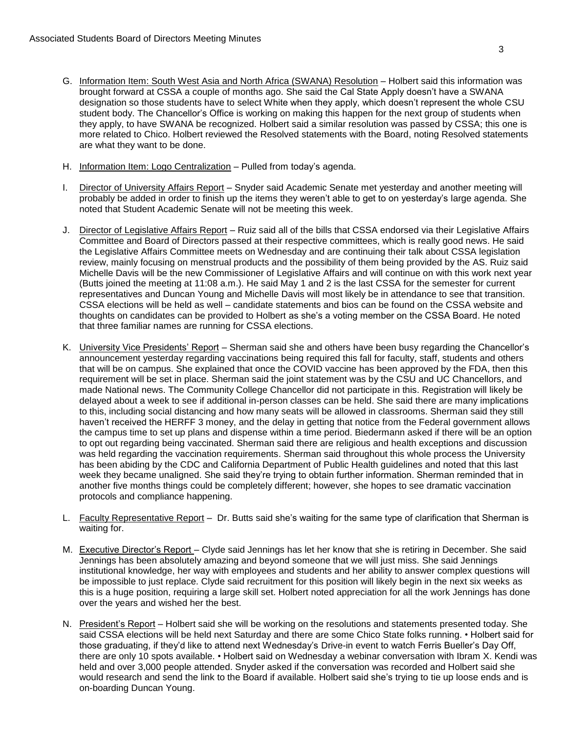G. Information Item: South West Asia and North Africa (SWANA) Resolution – Holbert said this information was brought forward at CSSA a couple of months ago. She said the Cal State Apply doesn't have a SWANA designation so those students have to select White when they apply, which doesn't represent the whole CSU student body. The Chancellor's Office is working on making this happen for the next group of students when they apply, to have SWANA be recognized. Holbert said a similar resolution was passed by CSSA; this one is more related to Chico. Holbert reviewed the Resolved statements with the Board, noting Resolved statements are what they want to be done.

H. Information Item: Logo Centralization – Pulled from today's agenda.

I. Director of University Affairs Report – Snyder said Academic Senate met yesterday and another meeting will probably be added in order to finish up the items they weren't able to get to on yesterday's large agenda. She noted that Student Academic Senate will not be meeting this week.

J. Director of Legislative Affairs Report – Ruiz said all of the bills that CSSA endorsed via their Legislative Affairs Committee and Board of Directors passed at their respective committees, which is really good news. He said the Legislative Affairs Committee meets on Wednesday and are continuing their talk about CSSA legislation review, mainly focusing on menstrual products and the possibility of them being provided by the AS. Ruiz said Michelle Davis will be the new Commissioner of Legislative Affairs and will continue on with this work next year (Butts joined the meeting at 11:08 a.m.). He said May 1 and 2 is the last CSSA for the semester for current representatives and Duncan Young and Michelle Davis will most likely be in attendance to see that transition. CSSA elections will be held as well – candidate statements and bios can be found on the CSSA website and thoughts on candidates can be provided to Holbert as she's a voting member on the CSSA Board. He noted that three familiar names are running for CSSA elections.

K. University Vice Presidents' Report – Sherman said she and others have been busy regarding the Chancellor's announcement yesterday regarding vaccinations being required this fall for faculty, staff, students and others that will be on campus. She explained that once the COVID vaccine has been approved by the FDA, then this requirement will be set in place. Sherman said the joint statement was by the CSU and UC Chancellors, and made National news. The Community College Chancellor did not participate in this. Registration will likely be delayed about a week to see if additional in-person classes can be held. She said there are many implications to this, including social distancing and how many seats will be allowed in classrooms. Sherman said they still haven't received the HERFF 3 money, and the delay in getting that notice from the Federal government allows the campus time to set up plans and dispense within a time period. Biedermann asked if there will be an option to opt out regarding being vaccinated. Sherman said there are religious and health exceptions and discussion was held regarding the vaccination requirements. Sherman said throughout this whole process the University has been abiding by the CDC and California Department of Public Health guidelines and noted that this last week they became unaligned. She said they're trying to obtain further information. Sherman reminded that in another five months things could be completely different; however, she hopes to see dramatic vaccination protocols and compliance happening.

L. Faculty Representative Report – Dr. Butts said she's waiting for the same type of clarification that Sherman is waiting for.

M. Executive Director's Report – Clyde said Jennings has let her know that she is retiring in December. She said Jennings has been absolutely amazing and beyond someone that we will just miss. She said Jennings institutional knowledge, her way with employees and students and her ability to answer complex questions will be impossible to just replace. Clyde said recruitment for this position will likely begin in the next six weeks as this is a huge position, requiring a large skill set. Holbert noted appreciation for all the work Jennings has done over the years and wished her the best.

N. President's Report – Holbert said she will be working on the resolutions and statements presented today. She said CSSA elections will be held next Saturday and there are some Chico State folks running. • Holbert said for those graduating, if they'd like to attend next Wednesday's Drive-in event to watch Ferris Bueller's Day Off, there are only 10 spots available. • Holbert said on Wednesday a webinar conversation with Ibram X. Kendi was held and over 3,000 people attended. Snyder asked if the conversation was recorded and Holbert said she would research and send the link to the Board if available. Holbert said she's trying to tie up loose ends and is on-boarding Duncan Young.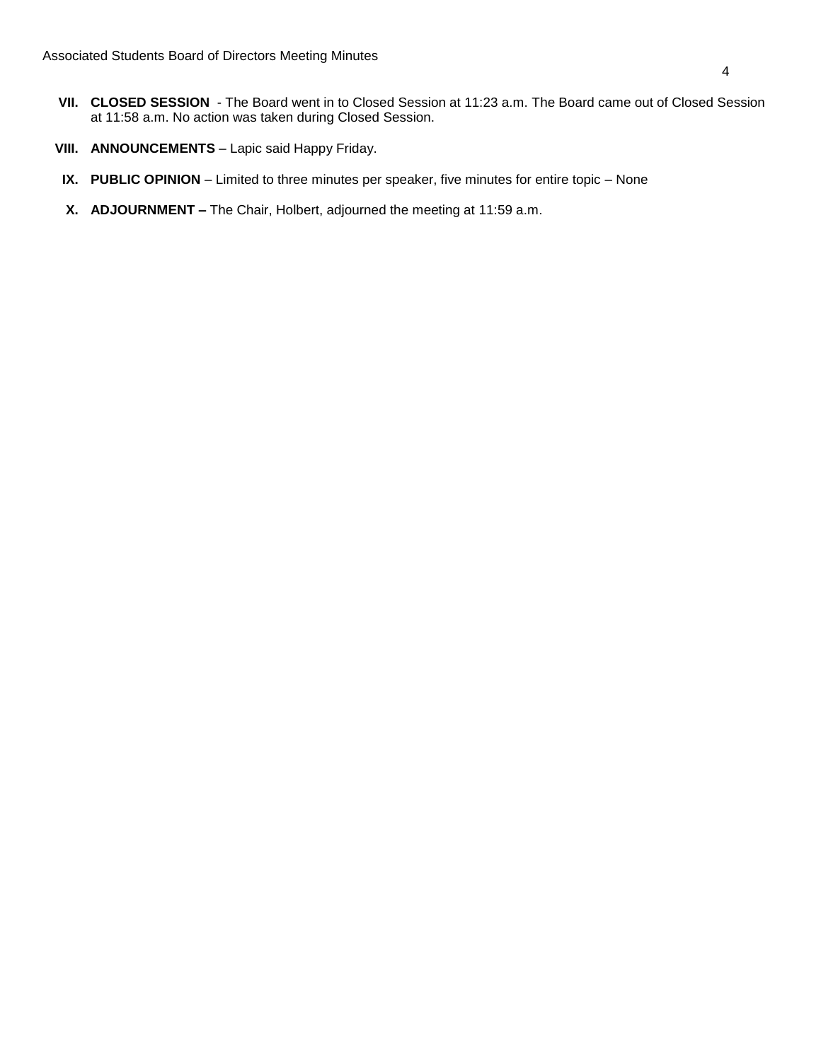**VII. CLOSED SESSION** - The Board went in to Closed Session at 11:23 a.m. The Board came out of Closed Session at 11:58 a.m. No action was taken during Closed Session.

**VIII. ANNOUNCEMENTS** – Lapic said Happy Friday.

**IX. PUBLIC OPINION** – Limited to three minutes per speaker, five minutes for entire topic – None

**X. ADJOURNMENT –** The Chair, Holbert, adjourned the meeting at 11:59 a.m.